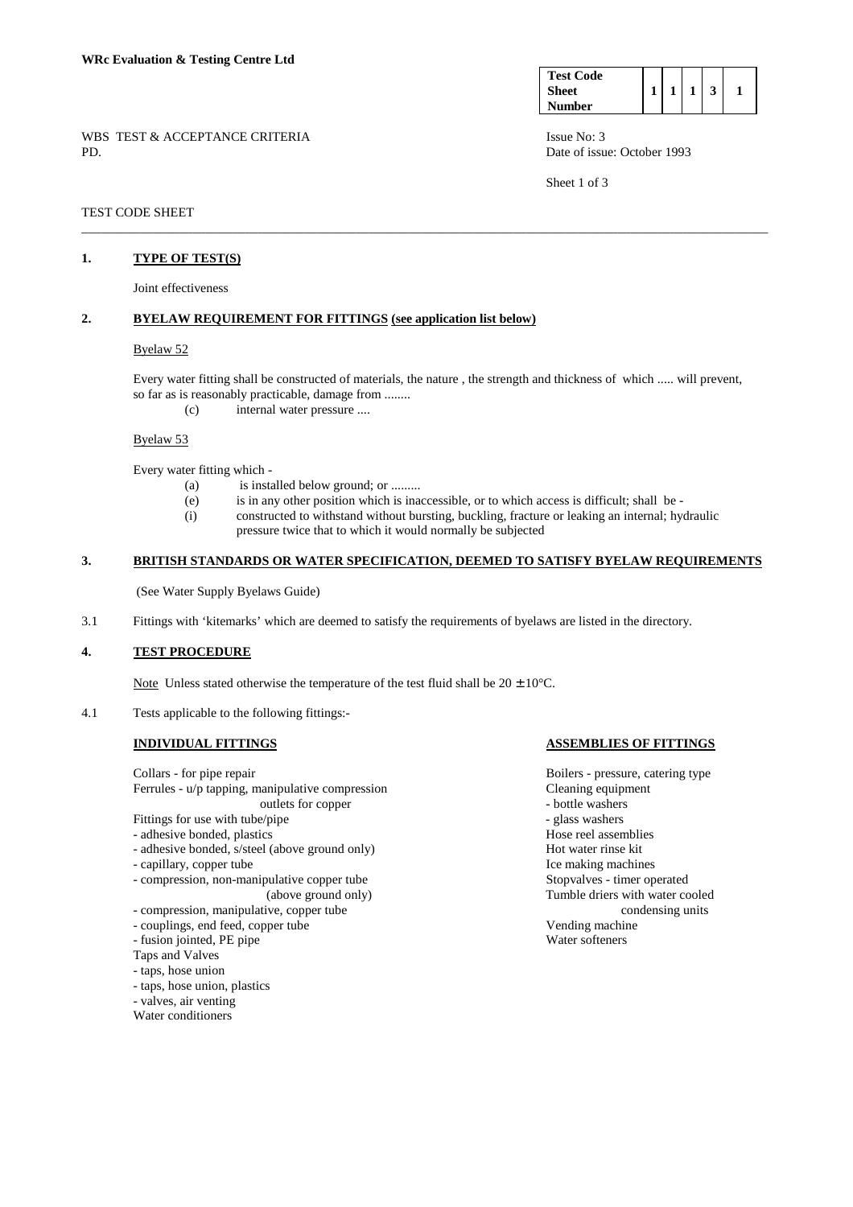**WRc Evaluation & Testing Centre Ltd**

| Test Code Sheet Number | 1 | 1 | 1 | 3 | 1 |
|---|---|---|---|---|---|

WBS TEST & ACCEPTANCE CRITERIA
PD.

Issue No: 3
Date of issue: October 1993

TEST CODE SHEET

## 1. TYPE OF TEST(S)

Joint effectiveness

## 2. BYELAW REQUIREMENT FOR FITTINGS (see application list below)

Byelaw 52

Every water fitting shall be constructed of materials, the nature , the strength and thickness of which ..... will prevent, so far as is reasonably practicable, damage from ........

(c) internal water pressure ....

Byelaw 53

Every water fitting which -

(a) is installed below ground; or .........

(e) is in any other position which is inaccessible, or to which access is difficult; shall be -

(i) constructed to withstand without bursting, buckling, fracture or leaking an internal; hydraulic pressure twice that to which it would normally be subjected

## 3. BRITISH STANDARDS OR WATER SPECIFICATION, DEEMED TO SATISFY BYELAW REQUIREMENTS

(See Water Supply Byelaws Guide)

3.1 Fittings with 'kitemarks' which are deemed to satisfy the requirements of byelaws are listed in the directory.

## 4. TEST PROCEDURE

Note Unless stated otherwise the temperature of the test fluid shall be $20 \pm 10$°C.

4.1 Tests applicable to the following fittings:-

**INDIVIDUAL FITTINGS**

Collars - for pipe repair
Ferrules - u/p tapping, manipulative compression outlets for copper
Fittings for use with tube/pipe
- adhesive bonded, plastics
- adhesive bonded, s/steel (above ground only)
- capillary, copper tube
- compression, non-manipulative copper tube (above ground only)
- compression, manipulative, copper tube
- couplings, end feed, copper tube
- fusion jointed, PE pipe
Taps and Valves
- taps, hose union
- taps, hose union, plastics
- valves, air venting
Water conditioners

**ASSEMBLIES OF FITTINGS**

Boilers - pressure, catering type
Cleaning equipment
- bottle washers
- glass washers
Hose reel assemblies
Hot water rinse kit
Ice making machines
Stopvalves - timer operated
Tumble driers with water cooled condensing units
Vending machine
Water softeners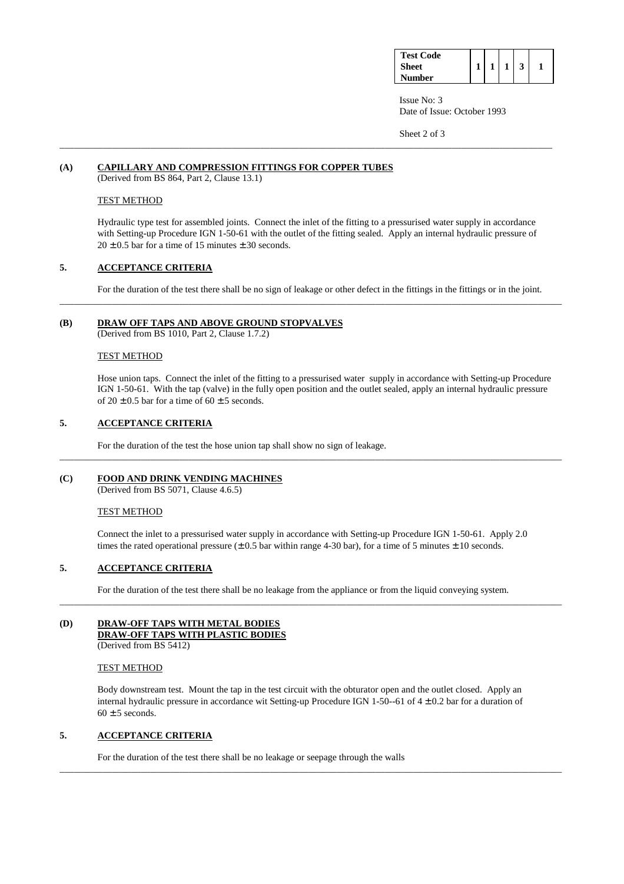| Test Code Sheet Number | 1 | 1 | 1 | 3 | 1 |
|---|---|---|---|---|---|

Issue No: 3
Date of Issue: October 1993

---

## (A) CAPILLARY AND COMPRESSION FITTINGS FOR COPPER TUBES

(Derived from BS 864, Part 2, Clause 13.1)

TEST METHOD

Hydraulic type test for assembled joints. Connect the inlet of the fitting to a pressurised water supply in accordance with Setting-up Procedure IGN 1-50-61 with the outlet of the fitting sealed. Apply an internal hydraulic pressure of $20 \pm 0.5$ bar for a time of 15 minutes $\pm$ 30 seconds.

## 5. ACCEPTANCE CRITERIA

For the duration of the test there shall be no sign of leakage or other defect in the fittings in the fittings or in the joint.

---

## (B) DRAW OFF TAPS AND ABOVE GROUND STOPVALVES

(Derived from BS 1010, Part 2, Clause 1.7.2)

TEST METHOD

Hose union taps. Connect the inlet of the fitting to a pressurised water supply in accordance with Setting-up Procedure IGN 1-50-61. With the tap (valve) in the fully open position and the outlet sealed, apply an internal hydraulic pressure of $20 \pm 0.5$ bar for a time of $60 \pm 5$ seconds.

## 5. ACCEPTANCE CRITERIA

For the duration of the test the hose union tap shall show no sign of leakage.

---

## (C) FOOD AND DRINK VENDING MACHINES

(Derived from BS 5071, Clause 4.6.5)

TEST METHOD

Connect the inlet to a pressurised water supply in accordance with Setting-up Procedure IGN 1-50-61. Apply 2.0 times the rated operational pressure ($\pm 0.5$ bar within range 4-30 bar), for a time of 5 minutes $\pm$ 10 seconds.

## 5. ACCEPTANCE CRITERIA

For the duration of the test there shall be no leakage from the appliance or from the liquid conveying system.

---

## (D) DRAW-OFF TAPS WITH METAL BODIES DRAW-OFF TAPS WITH PLASTIC BODIES

(Derived from BS 5412)

TEST METHOD

Body downstream test. Mount the tap in the test circuit with the obturator open and the outlet closed. Apply an internal hydraulic pressure in accordance wit Setting-up Procedure IGN 1-50--61 of $4 \pm 0.2$ bar for a duration of $60 \pm 5$ seconds.

## 5. ACCEPTANCE CRITERIA

For the duration of the test there shall be no leakage or seepage through the walls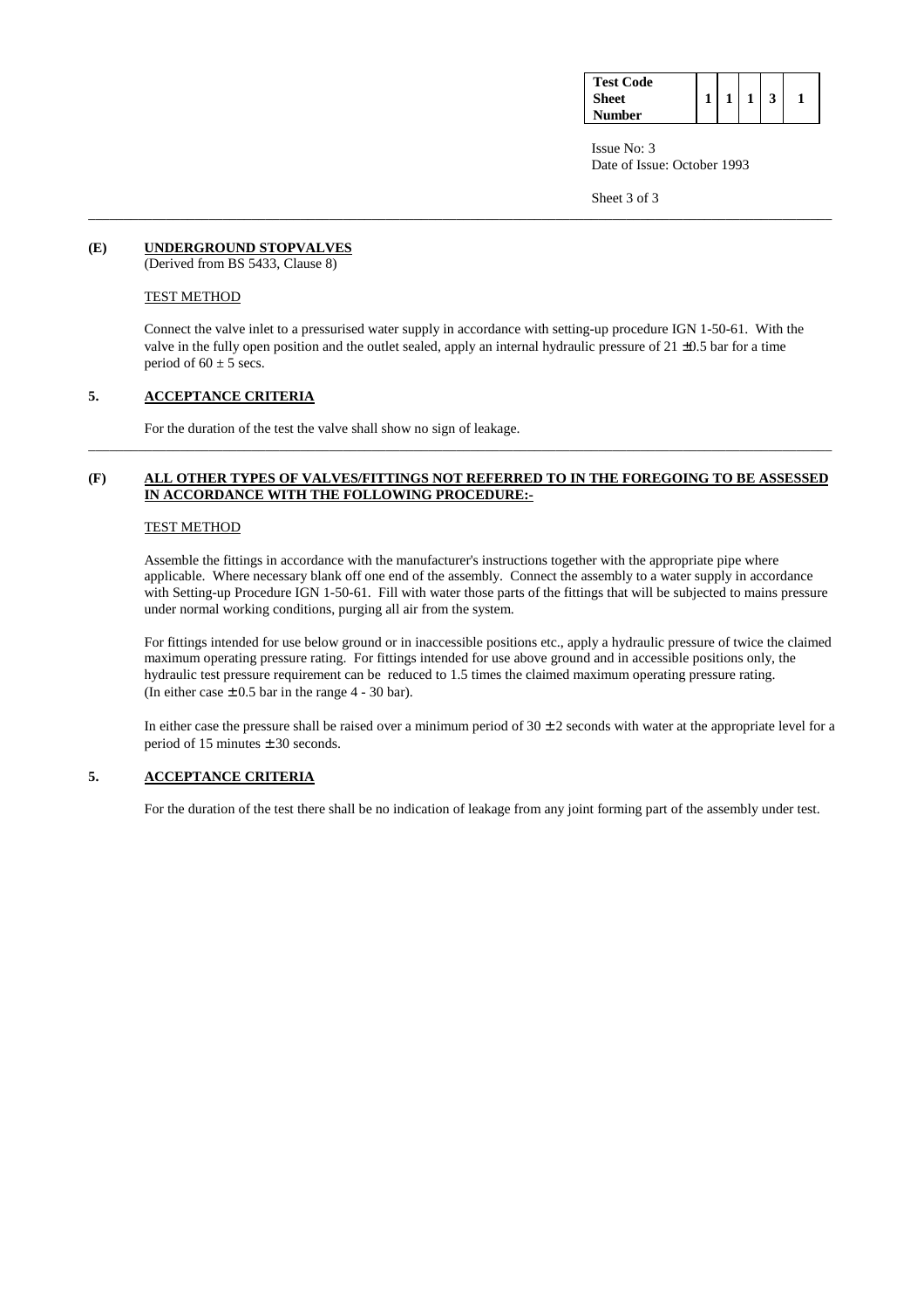| Test Code Sheet Number | 1 | 1 | 1 | 3 | 1 |
|---|---|---|---|---|---|

Issue No: 3
Date of Issue: October 1993

---

## (E) UNDERGROUND STOPVALVES

(Derived from BS 5433, Clause 8)

TEST METHOD

Connect the valve inlet to a pressurised water supply in accordance with setting-up procedure IGN 1-50-61. With the valve in the fully open position and the outlet sealed, apply an internal hydraulic pressure of 21 ±0.5 bar for a time period of 60 ± 5 secs.

## 5. ACCEPTANCE CRITERIA

For the duration of the test the valve shall show no sign of leakage.

---

## (F) ALL OTHER TYPES OF VALVES/FITTINGS NOT REFERRED TO IN THE FOREGOING TO BE ASSESSED IN ACCORDANCE WITH THE FOLLOWING PROCEDURE:-

TEST METHOD

Assemble the fittings in accordance with the manufacturer's instructions together with the appropriate pipe where applicable. Where necessary blank off one end of the assembly. Connect the assembly to a water supply in accordance with Setting-up Procedure IGN 1-50-61. Fill with water those parts of the fittings that will be subjected to mains pressure under normal working conditions, purging all air from the system.

For fittings intended for use below ground or in inaccessible positions etc., apply a hydraulic pressure of twice the claimed maximum operating pressure rating. For fittings intended for use above ground and in accessible positions only, the hydraulic test pressure requirement can be reduced to 1.5 times the claimed maximum operating pressure rating. (In either case ± 0.5 bar in the range 4 - 30 bar).

In either case the pressure shall be raised over a minimum period of 30 ± 2 seconds with water at the appropriate level for a period of 15 minutes ± 30 seconds.

## 5. ACCEPTANCE CRITERIA

For the duration of the test there shall be no indication of leakage from any joint forming part of the assembly under test.